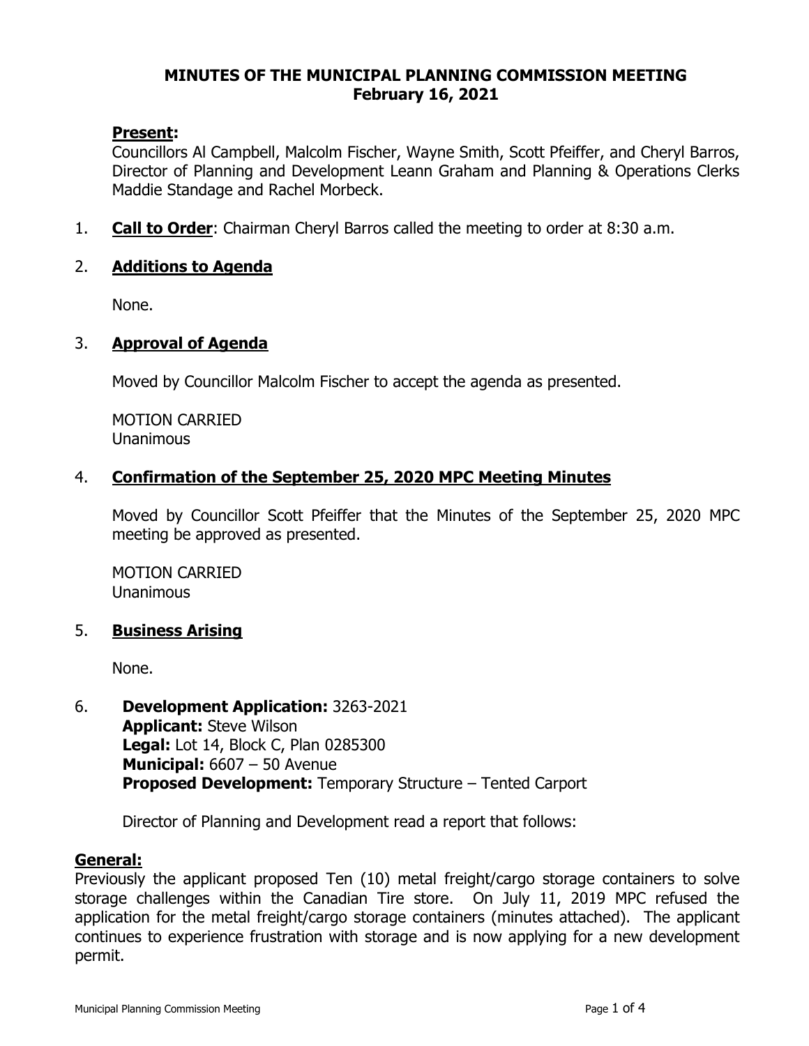# MINUTES OF THE MUNICIPAL PLANNING COMMISSION MEETING
## February 16, 2021

**Present:**
Councillors Al Campbell, Malcolm Fischer, Wayne Smith, Scott Pfeiffer, and Cheryl Barros, Director of Planning and Development Leann Graham and Planning & Operations Clerks Maddie Standage and Rachel Morbeck.

1. **Call to Order**: Chairman Cheryl Barros called the meeting to order at 8:30 a.m.

2. **Additions to Agenda**

   None.

3. **Approval of Agenda**

   Moved by Councillor Malcolm Fischer to accept the agenda as presented.

   MOTION CARRIED
   Unanimous

4. **Confirmation of the September 25, 2020 MPC Meeting Minutes**

   Moved by Councillor Scott Pfeiffer that the Minutes of the September 25, 2020 MPC meeting be approved as presented.

   MOTION CARRIED
   Unanimous

5. **Business Arising**

   None.

6. **Development Application:** 3263-2021
   **Applicant:** Steve Wilson
   **Legal:** Lot 14, Block C, Plan 0285300
   **Municipal:** 6607 – 50 Avenue
   **Proposed Development:** Temporary Structure – Tented Carport

   Director of Planning and Development read a report that follows:

**General:**
Previously the applicant proposed Ten (10) metal freight/cargo storage containers to solve storage challenges within the Canadian Tire store. On July 11, 2019 MPC refused the application for the metal freight/cargo storage containers (minutes attached). The applicant continues to experience frustration with storage and is now applying for a new development permit.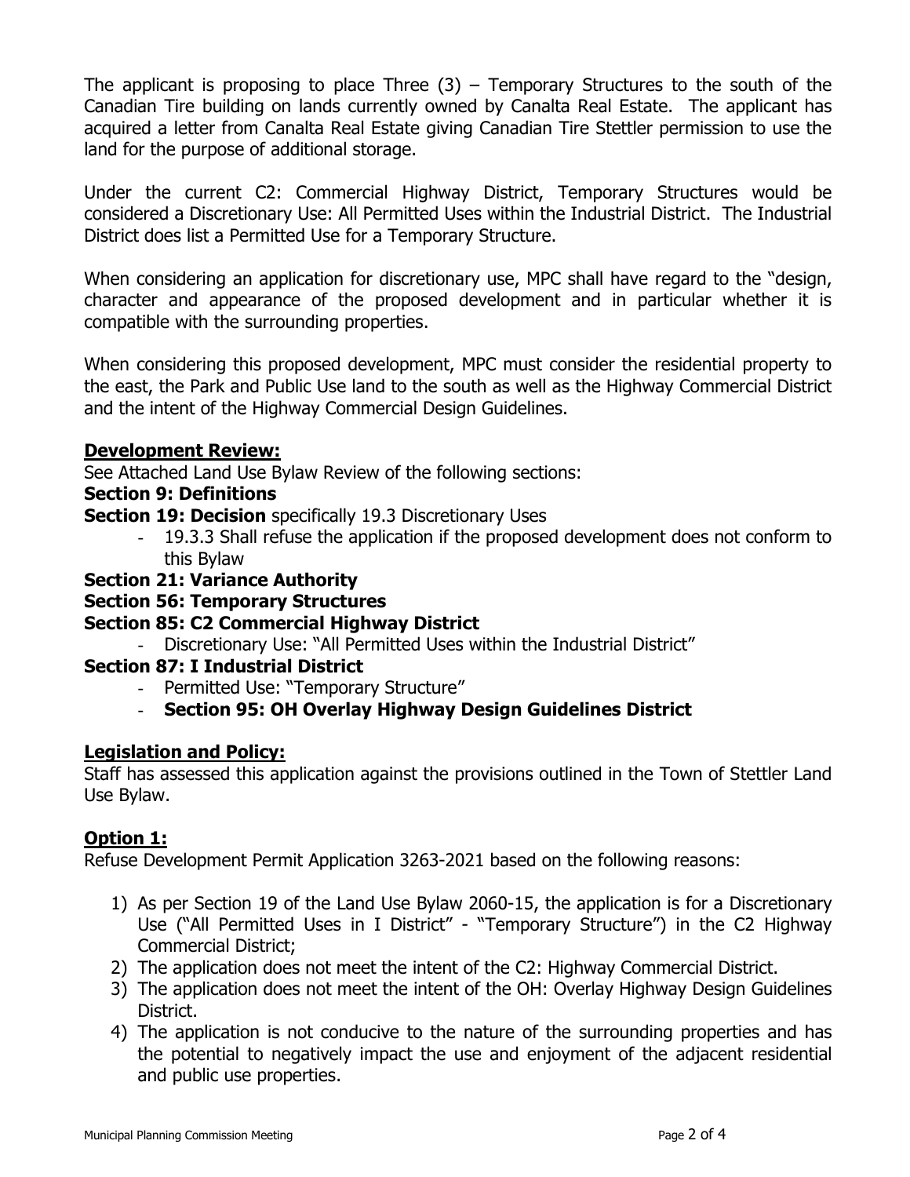The applicant is proposing to place Three (3) – Temporary Structures to the south of the Canadian Tire building on lands currently owned by Canalta Real Estate. The applicant has acquired a letter from Canalta Real Estate giving Canadian Tire Stettler permission to use the land for the purpose of additional storage.

Under the current C2: Commercial Highway District, Temporary Structures would be considered a Discretionary Use: All Permitted Uses within the Industrial District. The Industrial District does list a Permitted Use for a Temporary Structure.

When considering an application for discretionary use, MPC shall have regard to the "design, character and appearance of the proposed development and in particular whether it is compatible with the surrounding properties.

When considering this proposed development, MPC must consider the residential property to the east, the Park and Public Use land to the south as well as the Highway Commercial District and the intent of the Highway Commercial Design Guidelines.

## Development Review:

See Attached Land Use Bylaw Review of the following sections:

**Section 9: Definitions**

**Section 19: Decision** specifically 19.3 Discretionary Uses

- 19.3.3 Shall refuse the application if the proposed development does not conform to this Bylaw

**Section 21: Variance Authority**

**Section 56: Temporary Structures**

**Section 85: C2 Commercial Highway District**

- Discretionary Use: "All Permitted Uses within the Industrial District"

**Section 87: I Industrial District**

- Permitted Use: "Temporary Structure"
- **Section 95: OH Overlay Highway Design Guidelines District**

## Legislation and Policy:

Staff has assessed this application against the provisions outlined in the Town of Stettler Land Use Bylaw.

## Option 1:

Refuse Development Permit Application 3263-2021 based on the following reasons:

1) As per Section 19 of the Land Use Bylaw 2060-15, the application is for a Discretionary Use ("All Permitted Uses in I District" - "Temporary Structure") in the C2 Highway Commercial District;
2) The application does not meet the intent of the C2: Highway Commercial District.
3) The application does not meet the intent of the OH: Overlay Highway Design Guidelines District.
4) The application is not conducive to the nature of the surrounding properties and has the potential to negatively impact the use and enjoyment of the adjacent residential and public use properties.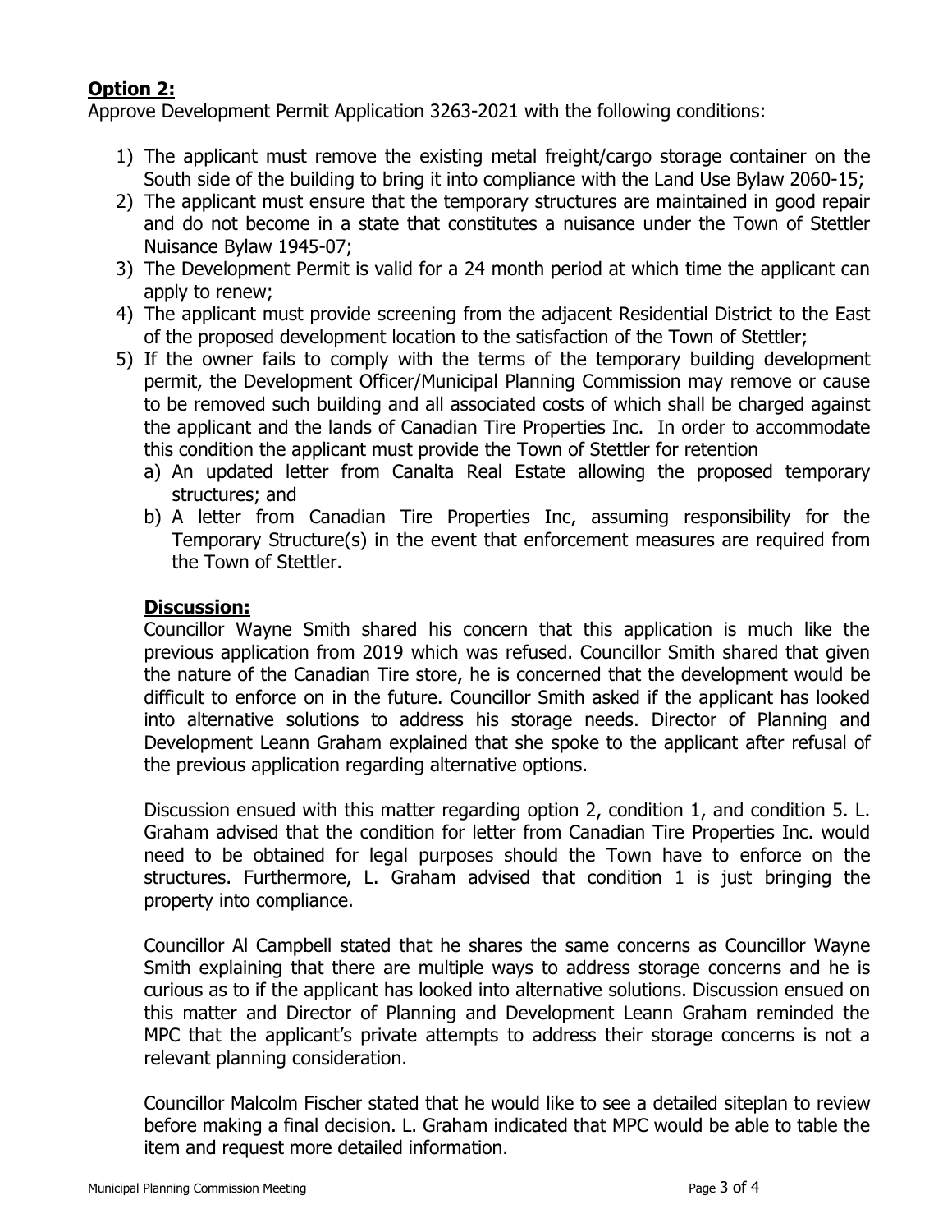## **Option 2:**

Approve Development Permit Application 3263-2021 with the following conditions:

1) The applicant must remove the existing metal freight/cargo storage container on the South side of the building to bring it into compliance with the Land Use Bylaw 2060-15;
2) The applicant must ensure that the temporary structures are maintained in good repair and do not become in a state that constitutes a nuisance under the Town of Stettler Nuisance Bylaw 1945-07;
3) The Development Permit is valid for a 24 month period at which time the applicant can apply to renew;
4) The applicant must provide screening from the adjacent Residential District to the East of the proposed development location to the satisfaction of the Town of Stettler;
5) If the owner fails to comply with the terms of the temporary building development permit, the Development Officer/Municipal Planning Commission may remove or cause to be removed such building and all associated costs of which shall be charged against the applicant and the lands of Canadian Tire Properties Inc. In order to accommodate this condition the applicant must provide the Town of Stettler for retention
   a) An updated letter from Canalta Real Estate allowing the proposed temporary structures; and
   b) A letter from Canadian Tire Properties Inc, assuming responsibility for the Temporary Structure(s) in the event that enforcement measures are required from the Town of Stettler.

### **Discussion:**

Councillor Wayne Smith shared his concern that this application is much like the previous application from 2019 which was refused. Councillor Smith shared that given the nature of the Canadian Tire store, he is concerned that the development would be difficult to enforce on in the future. Councillor Smith asked if the applicant has looked into alternative solutions to address his storage needs. Director of Planning and Development Leann Graham explained that she spoke to the applicant after refusal of the previous application regarding alternative options.

Discussion ensued with this matter regarding option 2, condition 1, and condition 5. L. Graham advised that the condition for letter from Canadian Tire Properties Inc. would need to be obtained for legal purposes should the Town have to enforce on the structures. Furthermore, L. Graham advised that condition 1 is just bringing the property into compliance.

Councillor Al Campbell stated that he shares the same concerns as Councillor Wayne Smith explaining that there are multiple ways to address storage concerns and he is curious as to if the applicant has looked into alternative solutions. Discussion ensued on this matter and Director of Planning and Development Leann Graham reminded the MPC that the applicant's private attempts to address their storage concerns is not a relevant planning consideration.

Councillor Malcolm Fischer stated that he would like to see a detailed siteplan to review before making a final decision. L. Graham indicated that MPC would be able to table the item and request more detailed information.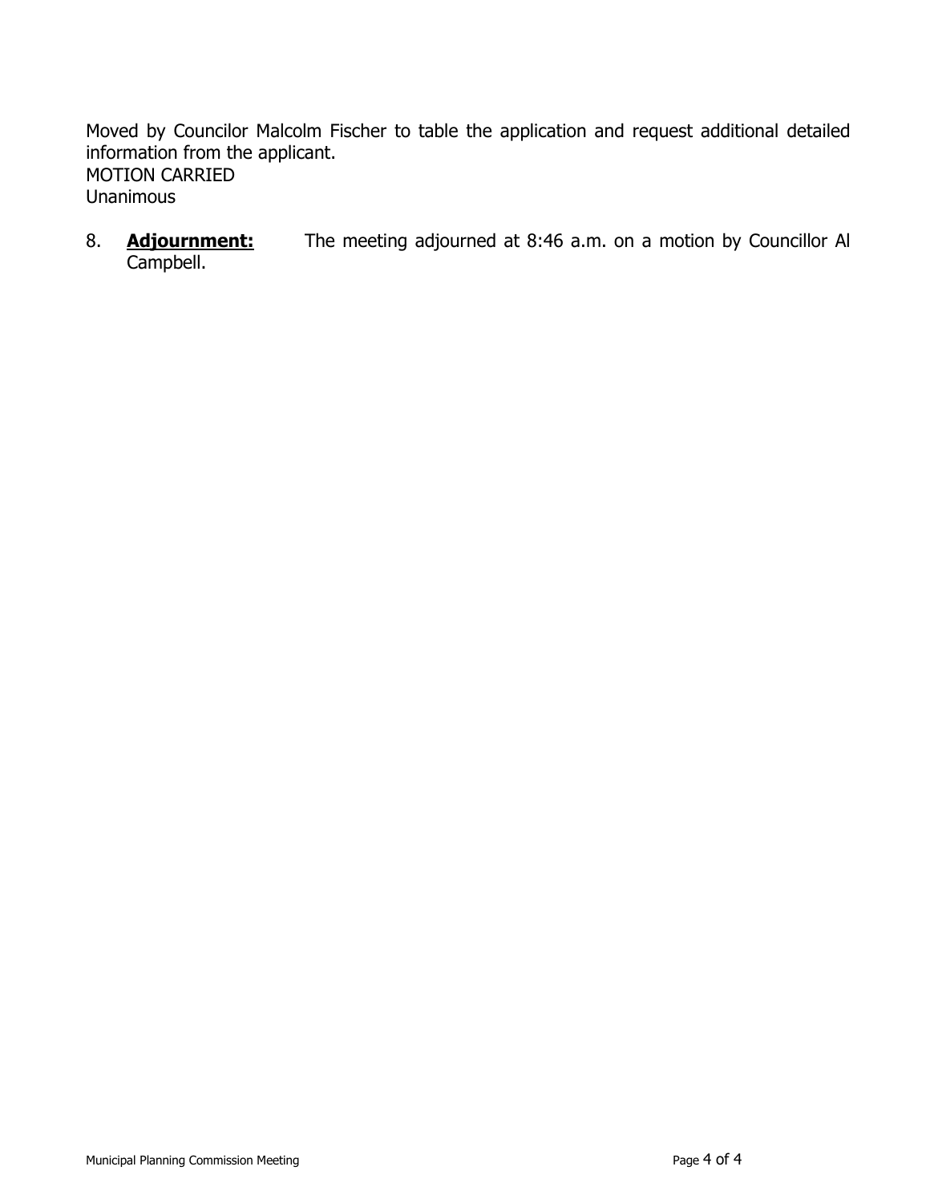Moved by Councilor Malcolm Fischer to table the application and request additional detailed information from the applicant.
MOTION CARRIED
Unanimous

8. **Adjournment:** The meeting adjourned at 8:46 a.m. on a motion by Councillor Al Campbell.